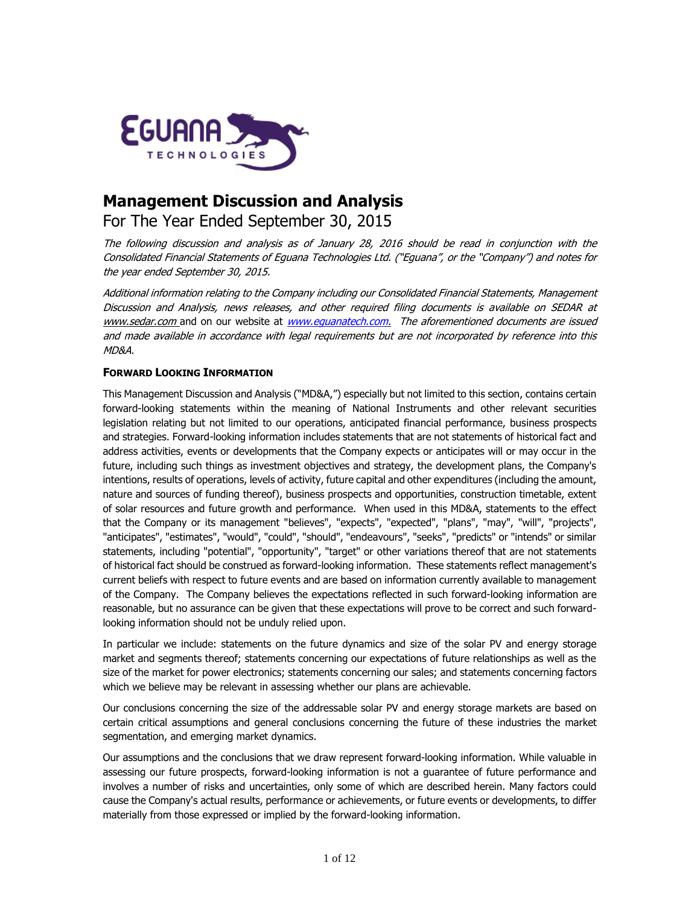# Management Discussion and Analysis

For The Year Ended September 30, 2015

*The following discussion and analysis as of January 28, 2016 should be read in conjunction with the Consolidated Financial Statements of Eguana Technologies Ltd. ("Eguana", or the "Company") and notes for the year ended September 30, 2015.*

*Additional information relating to the Company including our Consolidated Financial Statements, Management Discussion and Analysis, news releases, and other required filing documents is available on SEDAR at www.sedar.com and on our website at www.eguanatech.com. The aforementioned documents are issued and made available in accordance with legal requirements but are not incorporated by reference into this MD&A.*

### FORWARD LOOKING INFORMATION

This Management Discussion and Analysis ("MD&A,") especially but not limited to this section, contains certain forward-looking statements within the meaning of National Instruments and other relevant securities legislation relating but not limited to our operations, anticipated financial performance, business prospects and strategies. Forward-looking information includes statements that are not statements of historical fact and address activities, events or developments that the Company expects or anticipates will or may occur in the future, including such things as investment objectives and strategy, the development plans, the Company's intentions, results of operations, levels of activity, future capital and other expenditures (including the amount, nature and sources of funding thereof), business prospects and opportunities, construction timetable, extent of solar resources and future growth and performance. When used in this MD&A, statements to the effect that the Company or its management "believes", "expects", "expected", "plans", "may", "will", "projects", "anticipates", "estimates", "would", "could", "should", "endeavours", "seeks", "predicts" or "intends" or similar statements, including "potential", "opportunity", "target" or other variations thereof that are not statements of historical fact should be construed as forward-looking information. These statements reflect management's current beliefs with respect to future events and are based on information currently available to management of the Company. The Company believes the expectations reflected in such forward-looking information are reasonable, but no assurance can be given that these expectations will prove to be correct and such forward-looking information should not be unduly relied upon.

In particular we include: statements on the future dynamics and size of the solar PV and energy storage market and segments thereof; statements concerning our expectations of future relationships as well as the size of the market for power electronics; statements concerning our sales; and statements concerning factors which we believe may be relevant in assessing whether our plans are achievable.

Our conclusions concerning the size of the addressable solar PV and energy storage markets are based on certain critical assumptions and general conclusions concerning the future of these industries the market segmentation, and emerging market dynamics.

Our assumptions and the conclusions that we draw represent forward-looking information. While valuable in assessing our future prospects, forward-looking information is not a guarantee of future performance and involves a number of risks and uncertainties, only some of which are described herein. Many factors could cause the Company's actual results, performance or achievements, or future events or developments, to differ materially from those expressed or implied by the forward-looking information.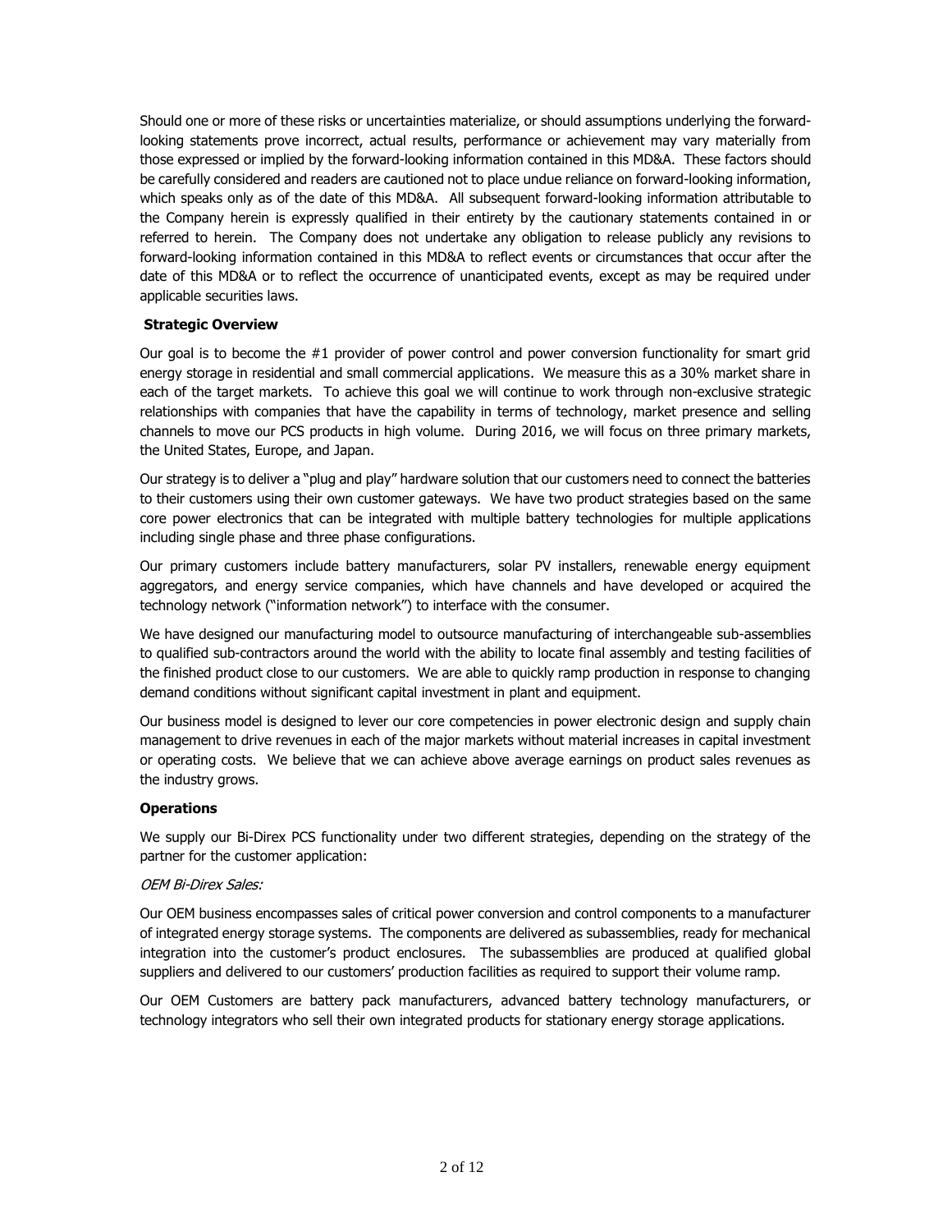Should one or more of these risks or uncertainties materialize, or should assumptions underlying the forward-looking statements prove incorrect, actual results, performance or achievement may vary materially from those expressed or implied by the forward-looking information contained in this MD&A. These factors should be carefully considered and readers are cautioned not to place undue reliance on forward-looking information, which speaks only as of the date of this MD&A. All subsequent forward-looking information attributable to the Company herein is expressly qualified in their entirety by the cautionary statements contained in or referred to herein. The Company does not undertake any obligation to release publicly any revisions to forward-looking information contained in this MD&A to reflect events or circumstances that occur after the date of this MD&A or to reflect the occurrence of unanticipated events, except as may be required under applicable securities laws.

**Strategic Overview**

Our goal is to become the #1 provider of power control and power conversion functionality for smart grid energy storage in residential and small commercial applications. We measure this as a 30% market share in each of the target markets. To achieve this goal we will continue to work through non-exclusive strategic relationships with companies that have the capability in terms of technology, market presence and selling channels to move our PCS products in high volume. During 2016, we will focus on three primary markets, the United States, Europe, and Japan.

Our strategy is to deliver a "plug and play" hardware solution that our customers need to connect the batteries to their customers using their own customer gateways. We have two product strategies based on the same core power electronics that can be integrated with multiple battery technologies for multiple applications including single phase and three phase configurations.

Our primary customers include battery manufacturers, solar PV installers, renewable energy equipment aggregators, and energy service companies, which have channels and have developed or acquired the technology network ("information network") to interface with the consumer.

We have designed our manufacturing model to outsource manufacturing of interchangeable sub-assemblies to qualified sub-contractors around the world with the ability to locate final assembly and testing facilities of the finished product close to our customers. We are able to quickly ramp production in response to changing demand conditions without significant capital investment in plant and equipment.

Our business model is designed to lever our core competencies in power electronic design and supply chain management to drive revenues in each of the major markets without material increases in capital investment or operating costs. We believe that we can achieve above average earnings on product sales revenues as the industry grows.

**Operations**

We supply our Bi-Direx PCS functionality under two different strategies, depending on the strategy of the partner for the customer application:

*OEM Bi-Direx Sales:*

Our OEM business encompasses sales of critical power conversion and control components to a manufacturer of integrated energy storage systems. The components are delivered as subassemblies, ready for mechanical integration into the customer's product enclosures. The subassemblies are produced at qualified global suppliers and delivered to our customers' production facilities as required to support their volume ramp.

Our OEM Customers are battery pack manufacturers, advanced battery technology manufacturers, or technology integrators who sell their own integrated products for stationary energy storage applications.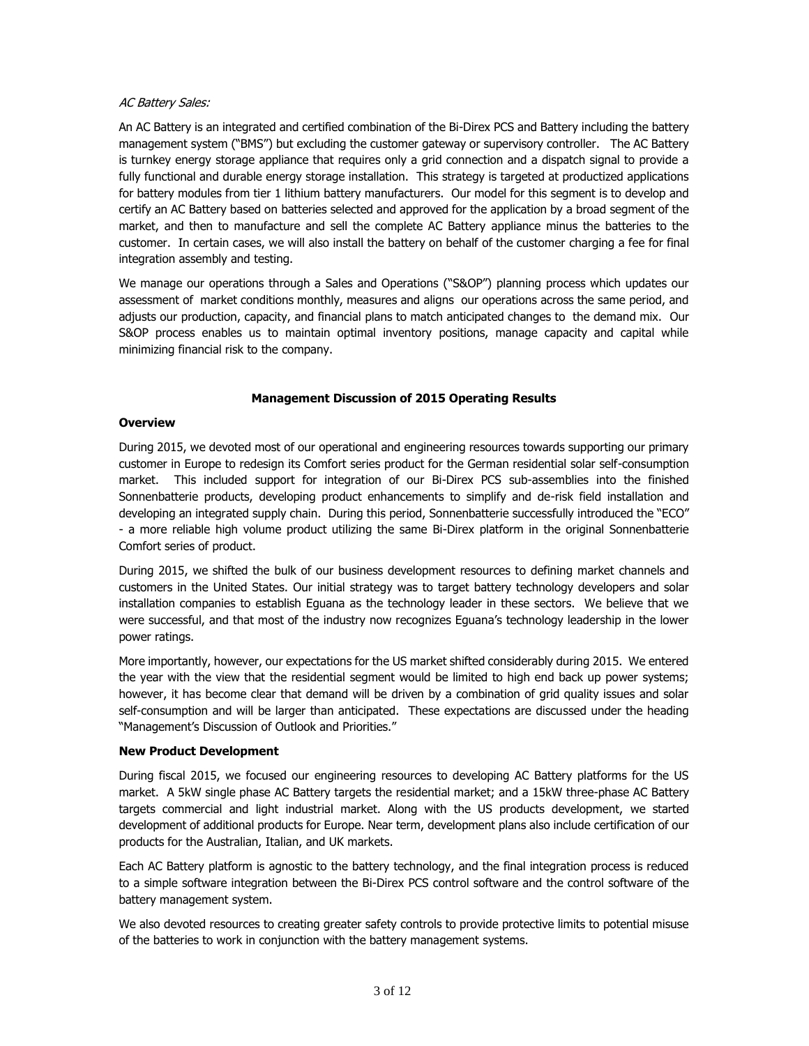*AC Battery Sales:*

An AC Battery is an integrated and certified combination of the Bi-Direx PCS and Battery including the battery management system ("BMS") but excluding the customer gateway or supervisory controller. The AC Battery is turnkey energy storage appliance that requires only a grid connection and a dispatch signal to provide a fully functional and durable energy storage installation. This strategy is targeted at productized applications for battery modules from tier 1 lithium battery manufacturers. Our model for this segment is to develop and certify an AC Battery based on batteries selected and approved for the application by a broad segment of the market, and then to manufacture and sell the complete AC Battery appliance minus the batteries to the customer. In certain cases, we will also install the battery on behalf of the customer charging a fee for final integration assembly and testing.

We manage our operations through a Sales and Operations ("S&OP") planning process which updates our assessment of market conditions monthly, measures and aligns our operations across the same period, and adjusts our production, capacity, and financial plans to match anticipated changes to the demand mix. Our S&OP process enables us to maintain optimal inventory positions, manage capacity and capital while minimizing financial risk to the company.

## Management Discussion of 2015 Operating Results

### Overview

During 2015, we devoted most of our operational and engineering resources towards supporting our primary customer in Europe to redesign its Comfort series product for the German residential solar self-consumption market. This included support for integration of our Bi-Direx PCS sub-assemblies into the finished Sonnenbatterie products, developing product enhancements to simplify and de-risk field installation and developing an integrated supply chain. During this period, Sonnenbatterie successfully introduced the "ECO" - a more reliable high volume product utilizing the same Bi-Direx platform in the original Sonnenbatterie Comfort series of product.

During 2015, we shifted the bulk of our business development resources to defining market channels and customers in the United States. Our initial strategy was to target battery technology developers and solar installation companies to establish Eguana as the technology leader in these sectors. We believe that we were successful, and that most of the industry now recognizes Eguana's technology leadership in the lower power ratings.

More importantly, however, our expectations for the US market shifted considerably during 2015. We entered the year with the view that the residential segment would be limited to high end back up power systems; however, it has become clear that demand will be driven by a combination of grid quality issues and solar self-consumption and will be larger than anticipated. These expectations are discussed under the heading "Management's Discussion of Outlook and Priorities."

### New Product Development

During fiscal 2015, we focused our engineering resources to developing AC Battery platforms for the US market. A 5kW single phase AC Battery targets the residential market; and a 15kW three-phase AC Battery targets commercial and light industrial market. Along with the US products development, we started development of additional products for Europe. Near term, development plans also include certification of our products for the Australian, Italian, and UK markets.

Each AC Battery platform is agnostic to the battery technology, and the final integration process is reduced to a simple software integration between the Bi-Direx PCS control software and the control software of the battery management system.

We also devoted resources to creating greater safety controls to provide protective limits to potential misuse of the batteries to work in conjunction with the battery management systems.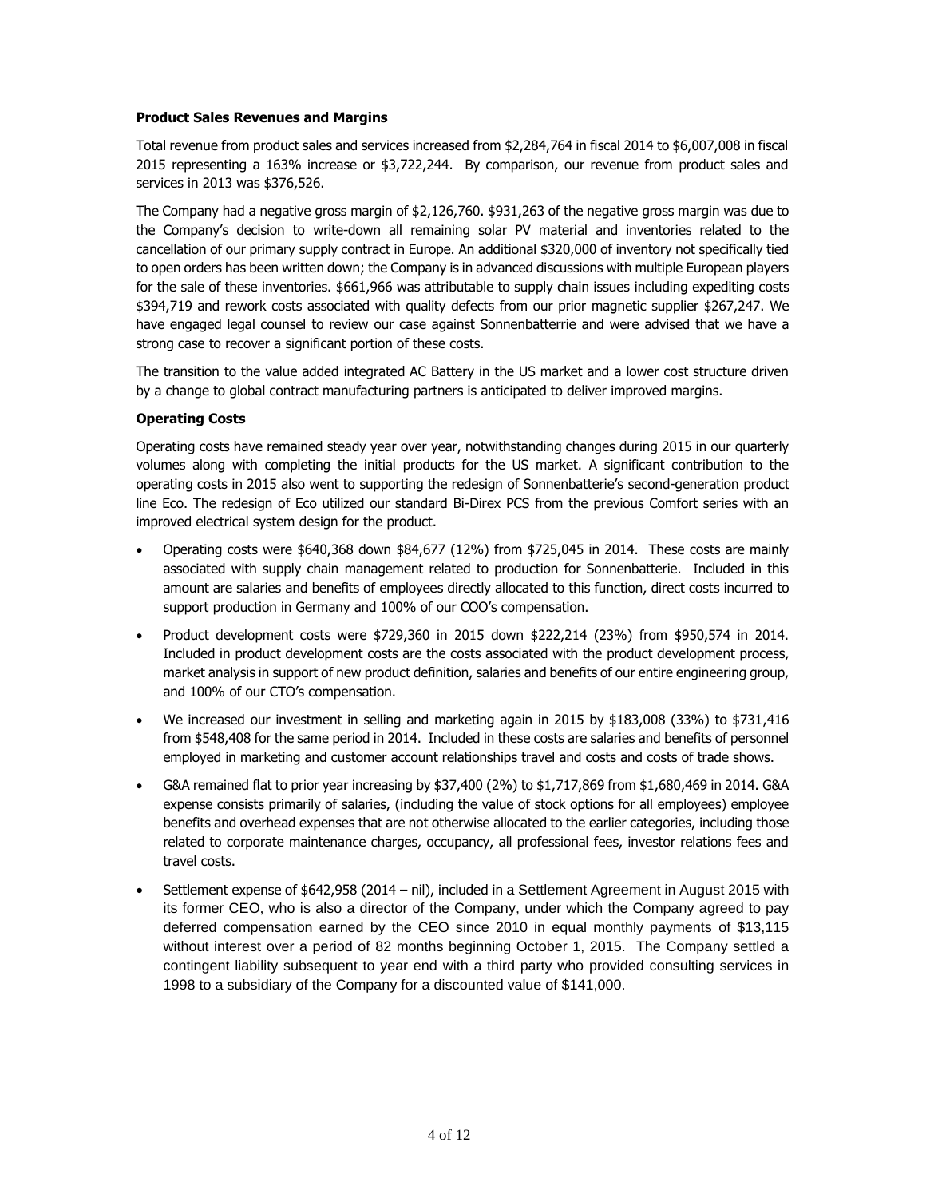**Product Sales Revenues and Margins**

Total revenue from product sales and services increased from $2,284,764 in fiscal 2014 to $6,007,008 in fiscal 2015 representing a 163% increase or $3,722,244. By comparison, our revenue from product sales and services in 2013 was $376,526.

The Company had a negative gross margin of $2,126,760. $931,263 of the negative gross margin was due to the Company's decision to write-down all remaining solar PV material and inventories related to the cancellation of our primary supply contract in Europe. An additional $320,000 of inventory not specifically tied to open orders has been written down; the Company is in advanced discussions with multiple European players for the sale of these inventories. $661,966 was attributable to supply chain issues including expediting costs $394,719 and rework costs associated with quality defects from our prior magnetic supplier $267,247. We have engaged legal counsel to review our case against Sonnenbatterrie and were advised that we have a strong case to recover a significant portion of these costs.

The transition to the value added integrated AC Battery in the US market and a lower cost structure driven by a change to global contract manufacturing partners is anticipated to deliver improved margins.

**Operating Costs**

Operating costs have remained steady year over year, notwithstanding changes during 2015 in our quarterly volumes along with completing the initial products for the US market. A significant contribution to the operating costs in 2015 also went to supporting the redesign of Sonnenbatterie's second-generation product line Eco. The redesign of Eco utilized our standard Bi-Direx PCS from the previous Comfort series with an improved electrical system design for the product.

- Operating costs were $640,368 down $84,677 (12%) from $725,045 in 2014. These costs are mainly associated with supply chain management related to production for Sonnenbatterie. Included in this amount are salaries and benefits of employees directly allocated to this function, direct costs incurred to support production in Germany and 100% of our COO's compensation.
- Product development costs were $729,360 in 2015 down $222,214 (23%) from $950,574 in 2014. Included in product development costs are the costs associated with the product development process, market analysis in support of new product definition, salaries and benefits of our entire engineering group, and 100% of our CTO's compensation.
- We increased our investment in selling and marketing again in 2015 by $183,008 (33%) to $731,416 from $548,408 for the same period in 2014. Included in these costs are salaries and benefits of personnel employed in marketing and customer account relationships travel and costs and costs of trade shows.
- G&A remained flat to prior year increasing by $37,400 (2%) to $1,717,869 from $1,680,469 in 2014. G&A expense consists primarily of salaries, (including the value of stock options for all employees) employee benefits and overhead expenses that are not otherwise allocated to the earlier categories, including those related to corporate maintenance charges, occupancy, all professional fees, investor relations fees and travel costs.
- Settlement expense of $642,958 (2014 – nil), included in a Settlement Agreement in August 2015 with its former CEO, who is also a director of the Company, under which the Company agreed to pay deferred compensation earned by the CEO since 2010 in equal monthly payments of $13,115 without interest over a period of 82 months beginning October 1, 2015. The Company settled a contingent liability subsequent to year end with a third party who provided consulting services in 1998 to a subsidiary of the Company for a discounted value of $141,000.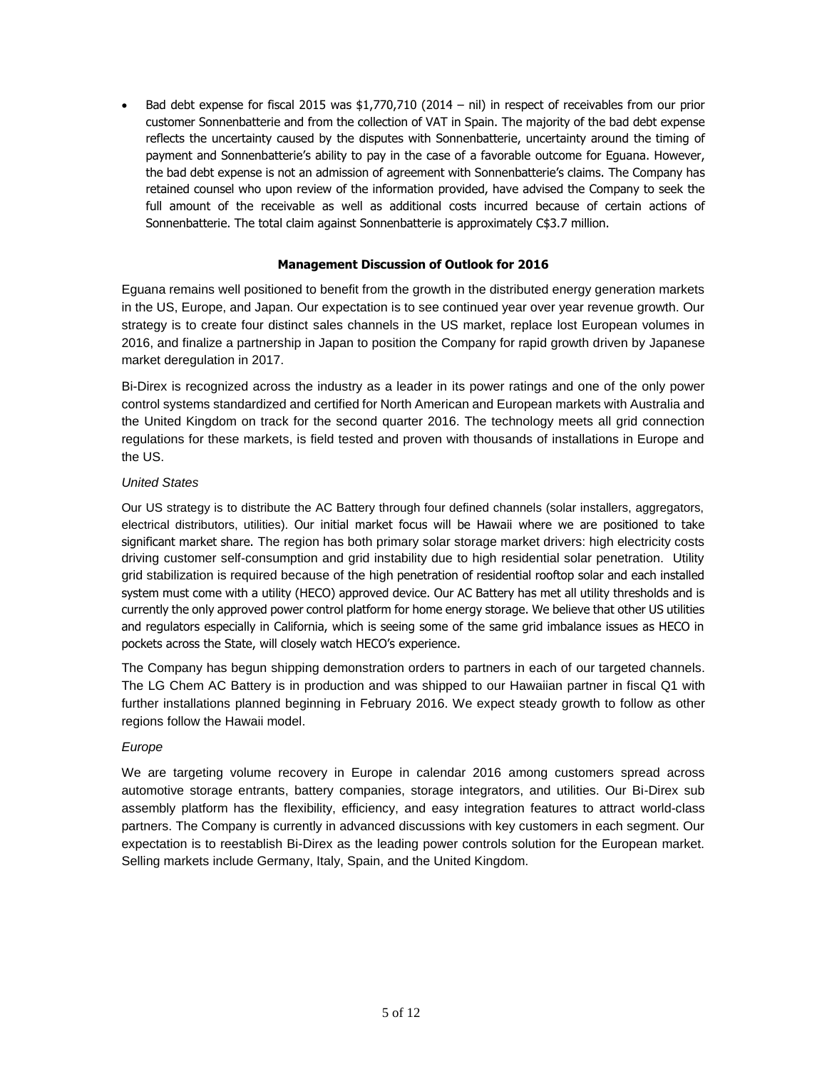- Bad debt expense for fiscal 2015 was $1,770,710 (2014 – nil) in respect of receivables from our prior customer Sonnenbatterie and from the collection of VAT in Spain. The majority of the bad debt expense reflects the uncertainty caused by the disputes with Sonnenbatterie, uncertainty around the timing of payment and Sonnenbatterie's ability to pay in the case of a favorable outcome for Eguana. However, the bad debt expense is not an admission of agreement with Sonnenbatterie's claims. The Company has retained counsel who upon review of the information provided, have advised the Company to seek the full amount of the receivable as well as additional costs incurred because of certain actions of Sonnenbatterie. The total claim against Sonnenbatterie is approximately C$3.7 million.

## Management Discussion of Outlook for 2016

Eguana remains well positioned to benefit from the growth in the distributed energy generation markets in the US, Europe, and Japan. Our expectation is to see continued year over year revenue growth. Our strategy is to create four distinct sales channels in the US market, replace lost European volumes in 2016, and finalize a partnership in Japan to position the Company for rapid growth driven by Japanese market deregulation in 2017.

Bi-Direx is recognized across the industry as a leader in its power ratings and one of the only power control systems standardized and certified for North American and European markets with Australia and the United Kingdom on track for the second quarter 2016. The technology meets all grid connection regulations for these markets, is field tested and proven with thousands of installations in Europe and the US.

*United States*

Our US strategy is to distribute the AC Battery through four defined channels (solar installers, aggregators, electrical distributors, utilities). Our initial market focus will be Hawaii where we are positioned to take significant market share. The region has both primary solar storage market drivers: high electricity costs driving customer self-consumption and grid instability due to high residential solar penetration. Utility grid stabilization is required because of the high penetration of residential rooftop solar and each installed system must come with a utility (HECO) approved device. Our AC Battery has met all utility thresholds and is currently the only approved power control platform for home energy storage. We believe that other US utilities and regulators especially in California, which is seeing some of the same grid imbalance issues as HECO in pockets across the State, will closely watch HECO's experience.

The Company has begun shipping demonstration orders to partners in each of our targeted channels. The LG Chem AC Battery is in production and was shipped to our Hawaiian partner in fiscal Q1 with further installations planned beginning in February 2016. We expect steady growth to follow as other regions follow the Hawaii model.

*Europe*

We are targeting volume recovery in Europe in calendar 2016 among customers spread across automotive storage entrants, battery companies, storage integrators, and utilities. Our Bi-Direx sub assembly platform has the flexibility, efficiency, and easy integration features to attract world-class partners. The Company is currently in advanced discussions with key customers in each segment. Our expectation is to reestablish Bi-Direx as the leading power controls solution for the European market. Selling markets include Germany, Italy, Spain, and the United Kingdom.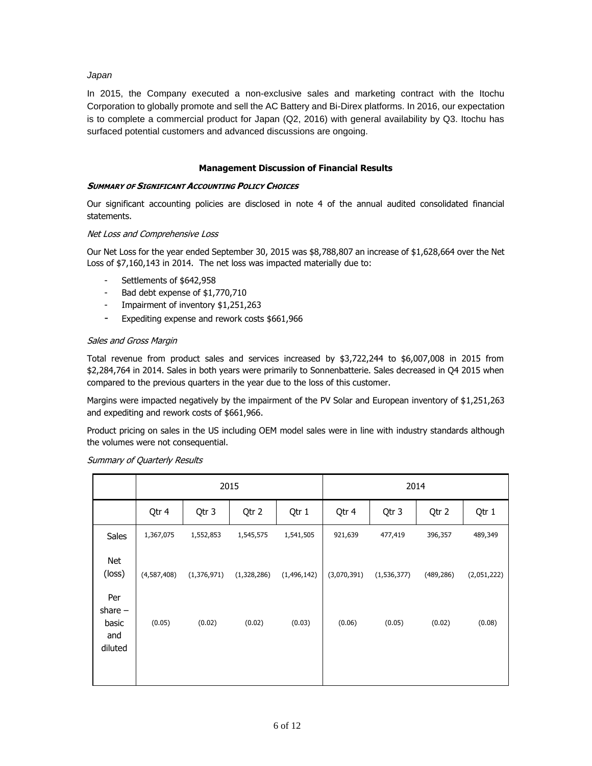*Japan*

In 2015, the Company executed a non-exclusive sales and marketing contract with the Itochu Corporation to globally promote and sell the AC Battery and Bi-Direx platforms. In 2016, our expectation is to complete a commercial product for Japan (Q2, 2016) with general availability by Q3. Itochu has surfaced potential customers and advanced discussions are ongoing.

## Management Discussion of Financial Results

### ***Summary of Significant Accounting Policy Choices***

Our significant accounting policies are disclosed in note 4 of the annual audited consolidated financial statements.

*Net Loss and Comprehensive Loss*

Our Net Loss for the year ended September 30, 2015 was $8,788,807 an increase of $1,628,664 over the Net Loss of $7,160,143 in 2014. The net loss was impacted materially due to:

- Settlements of $642,958
- Bad debt expense of $1,770,710
- Impairment of inventory $1,251,263
- Expediting expense and rework costs $661,966

*Sales and Gross Margin*

Total revenue from product sales and services increased by $3,722,244 to $6,007,008 in 2015 from $2,284,764 in 2014. Sales in both years were primarily to Sonnenbatterie. Sales decreased in Q4 2015 when compared to the previous quarters in the year due to the loss of this customer.

Margins were impacted negatively by the impairment of the PV Solar and European inventory of $1,251,263 and expediting and rework costs of $661,966.

Product pricing on sales in the US including OEM model sales were in line with industry standards although the volumes were not consequential.

*Summary of Quarterly Results*

| | 2015 | | | | 2014 | | | |
|---|---|---|---|---|---|---|---|---|
| | Qtr 4 | Qtr 3 | Qtr 2 | Qtr 1 | Qtr 4 | Qtr 3 | Qtr 2 | Qtr 1 |
| Sales | 1,367,075 | 1,552,853 | 1,545,575 | 1,541,505 | 921,639 | 477,419 | 396,357 | 489,349 |
| Net (loss) | (4,587,408) | (1,376,971) | (1,328,286) | (1,496,142) | (3,070,391) | (1,536,377) | (489,286) | (2,051,222) |
| Per share – basic and diluted | (0.05) | (0.02) | (0.02) | (0.03) | (0.06) | (0.05) | (0.02) | (0.08) |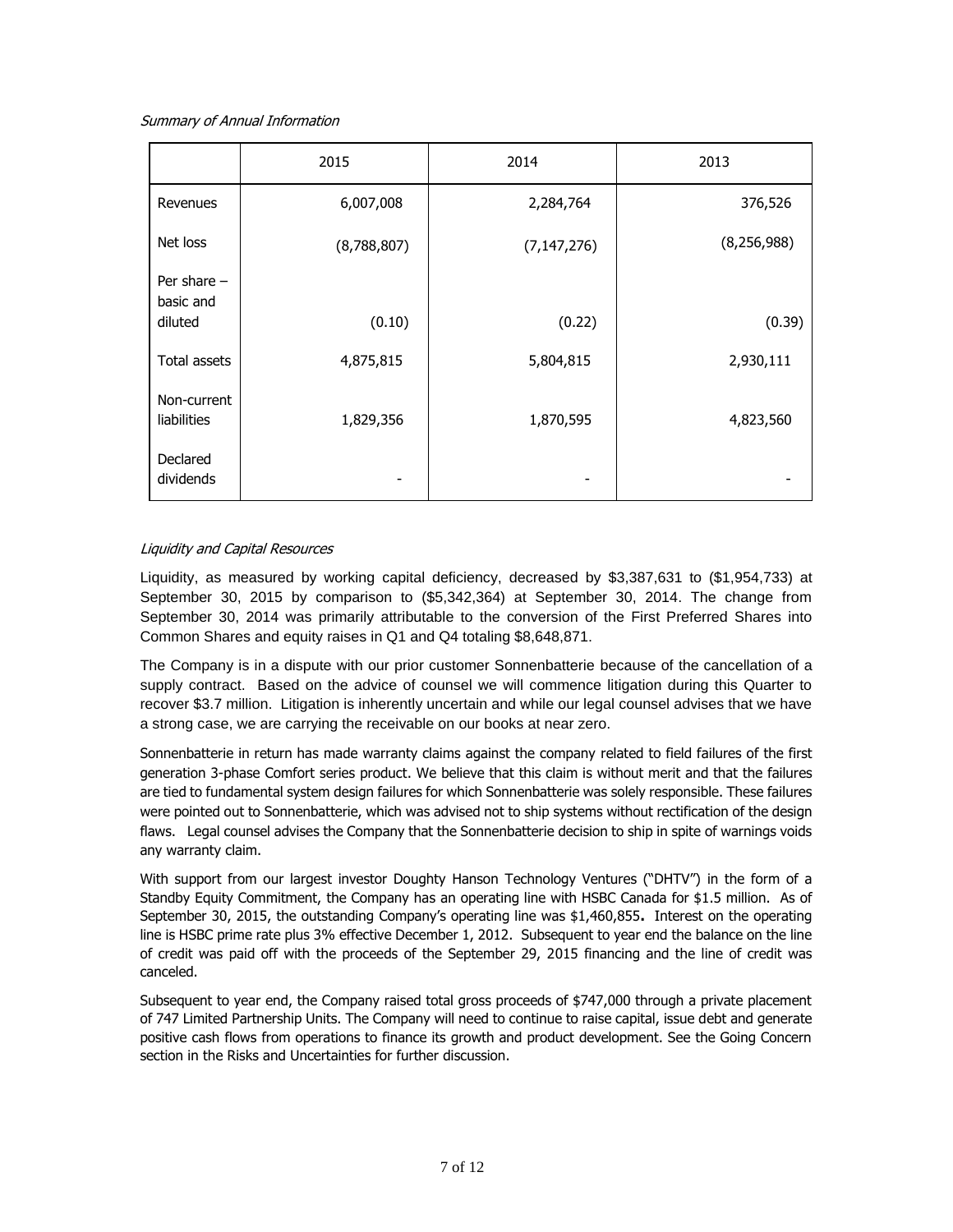*Summary of Annual Information*

| | 2015 | 2014 | 2013 |
|---|---|---|---|
| Revenues | 6,007,008 | 2,284,764 | 376,526 |
| Net loss | (8,788,807) | (7,147,276) | (8,256,988) |
| Per share – basic and diluted | (0.10) | (0.22) | (0.39) |
| Total assets | 4,875,815 | 5,804,815 | 2,930,111 |
| Non-current liabilities | 1,829,356 | 1,870,595 | 4,823,560 |
| Declared dividends | - | - | - |

*Liquidity and Capital Resources*

Liquidity, as measured by working capital deficiency, decreased by $3,387,631 to ($1,954,733) at September 30, 2015 by comparison to ($5,342,364) at September 30, 2014. The change from September 30, 2014 was primarily attributable to the conversion of the First Preferred Shares into Common Shares and equity raises in Q1 and Q4 totaling $8,648,871.

The Company is in a dispute with our prior customer Sonnenbatterie because of the cancellation of a supply contract. Based on the advice of counsel we will commence litigation during this Quarter to recover $3.7 million. Litigation is inherently uncertain and while our legal counsel advises that we have a strong case, we are carrying the receivable on our books at near zero.

Sonnenbatterie in return has made warranty claims against the company related to field failures of the first generation 3-phase Comfort series product. We believe that this claim is without merit and that the failures are tied to fundamental system design failures for which Sonnenbatterie was solely responsible. These failures were pointed out to Sonnenbatterie, which was advised not to ship systems without rectification of the design flaws. Legal counsel advises the Company that the Sonnenbatterie decision to ship in spite of warnings voids any warranty claim.

With support from our largest investor Doughty Hanson Technology Ventures ("DHTV") in the form of a Standby Equity Commitment, the Company has an operating line with HSBC Canada for $1.5 million. As of September 30, 2015, the outstanding Company's operating line was $1,460,855**.** Interest on the operating line is HSBC prime rate plus 3% effective December 1, 2012. Subsequent to year end the balance on the line of credit was paid off with the proceeds of the September 29, 2015 financing and the line of credit was canceled.

Subsequent to year end, the Company raised total gross proceeds of $747,000 through a private placement of 747 Limited Partnership Units. The Company will need to continue to raise capital, issue debt and generate positive cash flows from operations to finance its growth and product development. See the Going Concern section in the Risks and Uncertainties for further discussion.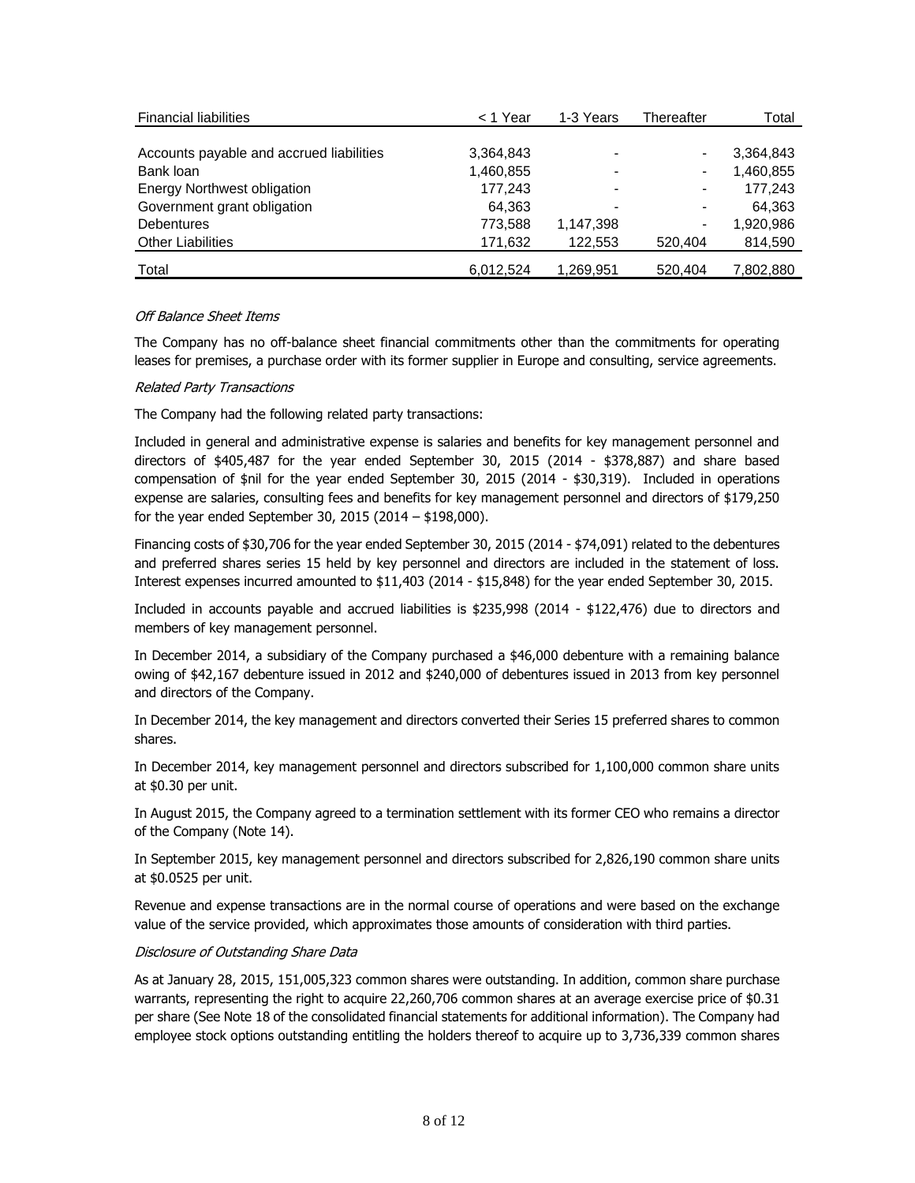| Financial liabilities | < 1 Year | 1-3 Years | Thereafter | Total |
|---|---|---|---|---|
| Accounts payable and accrued liabilities | 3,364,843 | - | - | 3,364,843 |
| Bank loan | 1,460,855 | - | - | 1,460,855 |
| Energy Northwest obligation | 177,243 | - | - | 177,243 |
| Government grant obligation | 64,363 | - | - | 64,363 |
| Debentures | 773,588 | 1,147,398 | - | 1,920,986 |
| Other Liabilities | 171,632 | 122,553 | 520,404 | 814,590 |
| Total | 6,012,524 | 1,269,951 | 520,404 | 7,802,880 |

*Off Balance Sheet Items*

The Company has no off-balance sheet financial commitments other than the commitments for operating leases for premises, a purchase order with its former supplier in Europe and consulting, service agreements.

*Related Party Transactions*

The Company had the following related party transactions:

Included in general and administrative expense is salaries and benefits for key management personnel and directors of $405,487 for the year ended September 30, 2015 (2014 - $378,887) and share based compensation of $nil for the year ended September 30, 2015 (2014 - $30,319). Included in operations expense are salaries, consulting fees and benefits for key management personnel and directors of $179,250 for the year ended September 30, 2015 (2014 – $198,000).

Financing costs of $30,706 for the year ended September 30, 2015 (2014 - $74,091) related to the debentures and preferred shares series 15 held by key personnel and directors are included in the statement of loss. Interest expenses incurred amounted to $11,403 (2014 - $15,848) for the year ended September 30, 2015.

Included in accounts payable and accrued liabilities is $235,998 (2014 - $122,476) due to directors and members of key management personnel.

In December 2014, a subsidiary of the Company purchased a $46,000 debenture with a remaining balance owing of $42,167 debenture issued in 2012 and $240,000 of debentures issued in 2013 from key personnel and directors of the Company.

In December 2014, the key management and directors converted their Series 15 preferred shares to common shares.

In December 2014, key management personnel and directors subscribed for 1,100,000 common share units at $0.30 per unit.

In August 2015, the Company agreed to a termination settlement with its former CEO who remains a director of the Company (Note 14).

In September 2015, key management personnel and directors subscribed for 2,826,190 common share units at $0.0525 per unit.

Revenue and expense transactions are in the normal course of operations and were based on the exchange value of the service provided, which approximates those amounts of consideration with third parties.

*Disclosure of Outstanding Share Data*

As at January 28, 2015, 151,005,323 common shares were outstanding. In addition, common share purchase warrants, representing the right to acquire 22,260,706 common shares at an average exercise price of $0.31 per share (See Note 18 of the consolidated financial statements for additional information). The Company had employee stock options outstanding entitling the holders thereof to acquire up to 3,736,339 common shares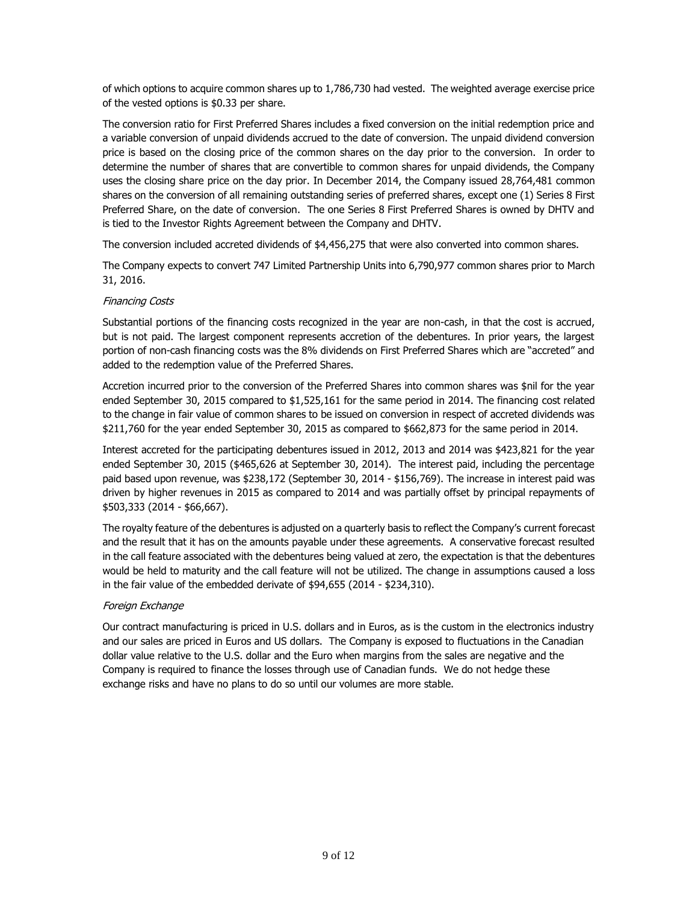of which options to acquire common shares up to 1,786,730 had vested. The weighted average exercise price of the vested options is $0.33 per share.

The conversion ratio for First Preferred Shares includes a fixed conversion on the initial redemption price and a variable conversion of unpaid dividends accrued to the date of conversion. The unpaid dividend conversion price is based on the closing price of the common shares on the day prior to the conversion. In order to determine the number of shares that are convertible to common shares for unpaid dividends, the Company uses the closing share price on the day prior. In December 2014, the Company issued 28,764,481 common shares on the conversion of all remaining outstanding series of preferred shares, except one (1) Series 8 First Preferred Share, on the date of conversion. The one Series 8 First Preferred Shares is owned by DHTV and is tied to the Investor Rights Agreement between the Company and DHTV.

The conversion included accreted dividends of $4,456,275 that were also converted into common shares.

The Company expects to convert 747 Limited Partnership Units into 6,790,977 common shares prior to March 31, 2016.

*Financing Costs*

Substantial portions of the financing costs recognized in the year are non-cash, in that the cost is accrued, but is not paid. The largest component represents accretion of the debentures. In prior years, the largest portion of non-cash financing costs was the 8% dividends on First Preferred Shares which are "accreted" and added to the redemption value of the Preferred Shares.

Accretion incurred prior to the conversion of the Preferred Shares into common shares was $nil for the year ended September 30, 2015 compared to $1,525,161 for the same period in 2014. The financing cost related to the change in fair value of common shares to be issued on conversion in respect of accreted dividends was $211,760 for the year ended September 30, 2015 as compared to $662,873 for the same period in 2014.

Interest accreted for the participating debentures issued in 2012, 2013 and 2014 was $423,821 for the year ended September 30, 2015 ($465,626 at September 30, 2014). The interest paid, including the percentage paid based upon revenue, was $238,172 (September 30, 2014 - $156,769). The increase in interest paid was driven by higher revenues in 2015 as compared to 2014 and was partially offset by principal repayments of $503,333 (2014 - $66,667).

The royalty feature of the debentures is adjusted on a quarterly basis to reflect the Company's current forecast and the result that it has on the amounts payable under these agreements. A conservative forecast resulted in the call feature associated with the debentures being valued at zero, the expectation is that the debentures would be held to maturity and the call feature will not be utilized. The change in assumptions caused a loss in the fair value of the embedded derivate of $94,655 (2014 - $234,310).

*Foreign Exchange*

Our contract manufacturing is priced in U.S. dollars and in Euros, as is the custom in the electronics industry and our sales are priced in Euros and US dollars. The Company is exposed to fluctuations in the Canadian dollar value relative to the U.S. dollar and the Euro when margins from the sales are negative and the Company is required to finance the losses through use of Canadian funds. We do not hedge these exchange risks and have no plans to do so until our volumes are more stable.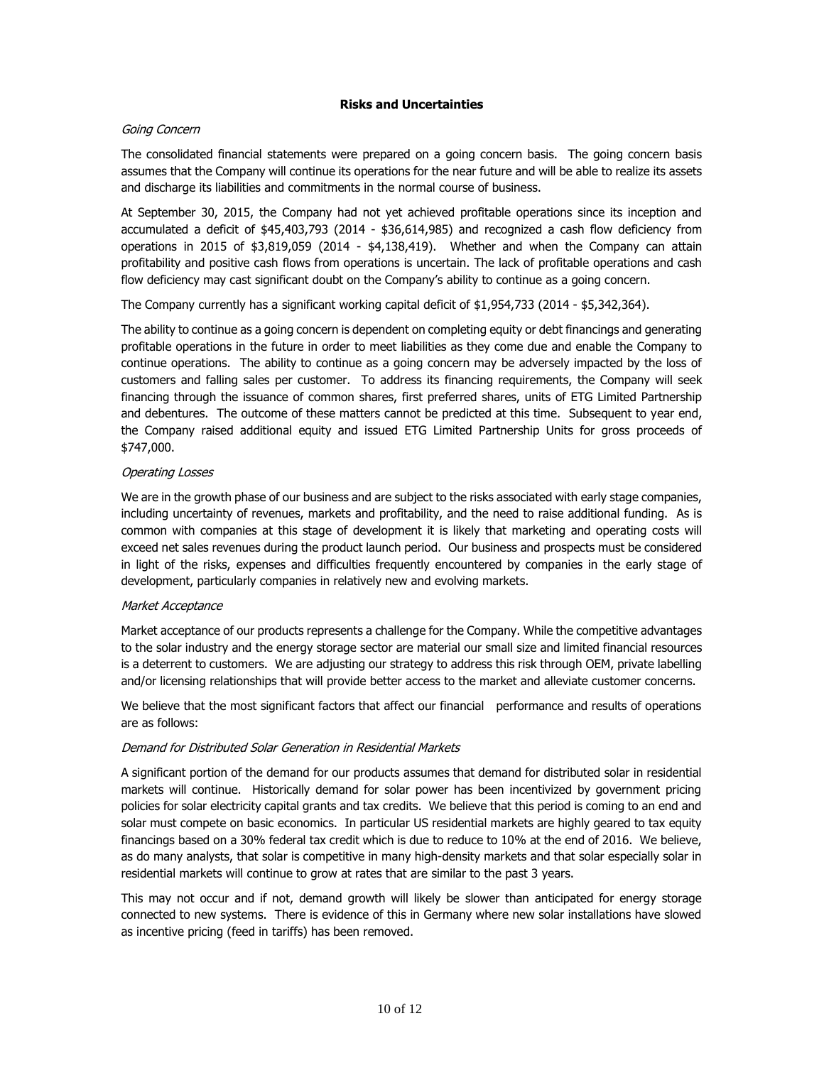## Risks and Uncertainties

*Going Concern*

The consolidated financial statements were prepared on a going concern basis. The going concern basis assumes that the Company will continue its operations for the near future and will be able to realize its assets and discharge its liabilities and commitments in the normal course of business.

At September 30, 2015, the Company had not yet achieved profitable operations since its inception and accumulated a deficit of $45,403,793 (2014 - $36,614,985) and recognized a cash flow deficiency from operations in 2015 of $3,819,059 (2014 - $4,138,419). Whether and when the Company can attain profitability and positive cash flows from operations is uncertain. The lack of profitable operations and cash flow deficiency may cast significant doubt on the Company's ability to continue as a going concern.

The Company currently has a significant working capital deficit of $1,954,733 (2014 - $5,342,364).

The ability to continue as a going concern is dependent on completing equity or debt financings and generating profitable operations in the future in order to meet liabilities as they come due and enable the Company to continue operations. The ability to continue as a going concern may be adversely impacted by the loss of customers and falling sales per customer. To address its financing requirements, the Company will seek financing through the issuance of common shares, first preferred shares, units of ETG Limited Partnership and debentures. The outcome of these matters cannot be predicted at this time. Subsequent to year end, the Company raised additional equity and issued ETG Limited Partnership Units for gross proceeds of $747,000.

*Operating Losses*

We are in the growth phase of our business and are subject to the risks associated with early stage companies, including uncertainty of revenues, markets and profitability, and the need to raise additional funding. As is common with companies at this stage of development it is likely that marketing and operating costs will exceed net sales revenues during the product launch period. Our business and prospects must be considered in light of the risks, expenses and difficulties frequently encountered by companies in the early stage of development, particularly companies in relatively new and evolving markets.

*Market Acceptance*

Market acceptance of our products represents a challenge for the Company. While the competitive advantages to the solar industry and the energy storage sector are material our small size and limited financial resources is a deterrent to customers. We are adjusting our strategy to address this risk through OEM, private labelling and/or licensing relationships that will provide better access to the market and alleviate customer concerns.

We believe that the most significant factors that affect our financial performance and results of operations are as follows:

*Demand for Distributed Solar Generation in Residential Markets*

A significant portion of the demand for our products assumes that demand for distributed solar in residential markets will continue. Historically demand for solar power has been incentivized by government pricing policies for solar electricity capital grants and tax credits. We believe that this period is coming to an end and solar must compete on basic economics. In particular US residential markets are highly geared to tax equity financings based on a 30% federal tax credit which is due to reduce to 10% at the end of 2016. We believe, as do many analysts, that solar is competitive in many high-density markets and that solar especially solar in residential markets will continue to grow at rates that are similar to the past 3 years.

This may not occur and if not, demand growth will likely be slower than anticipated for energy storage connected to new systems. There is evidence of this in Germany where new solar installations have slowed as incentive pricing (feed in tariffs) has been removed.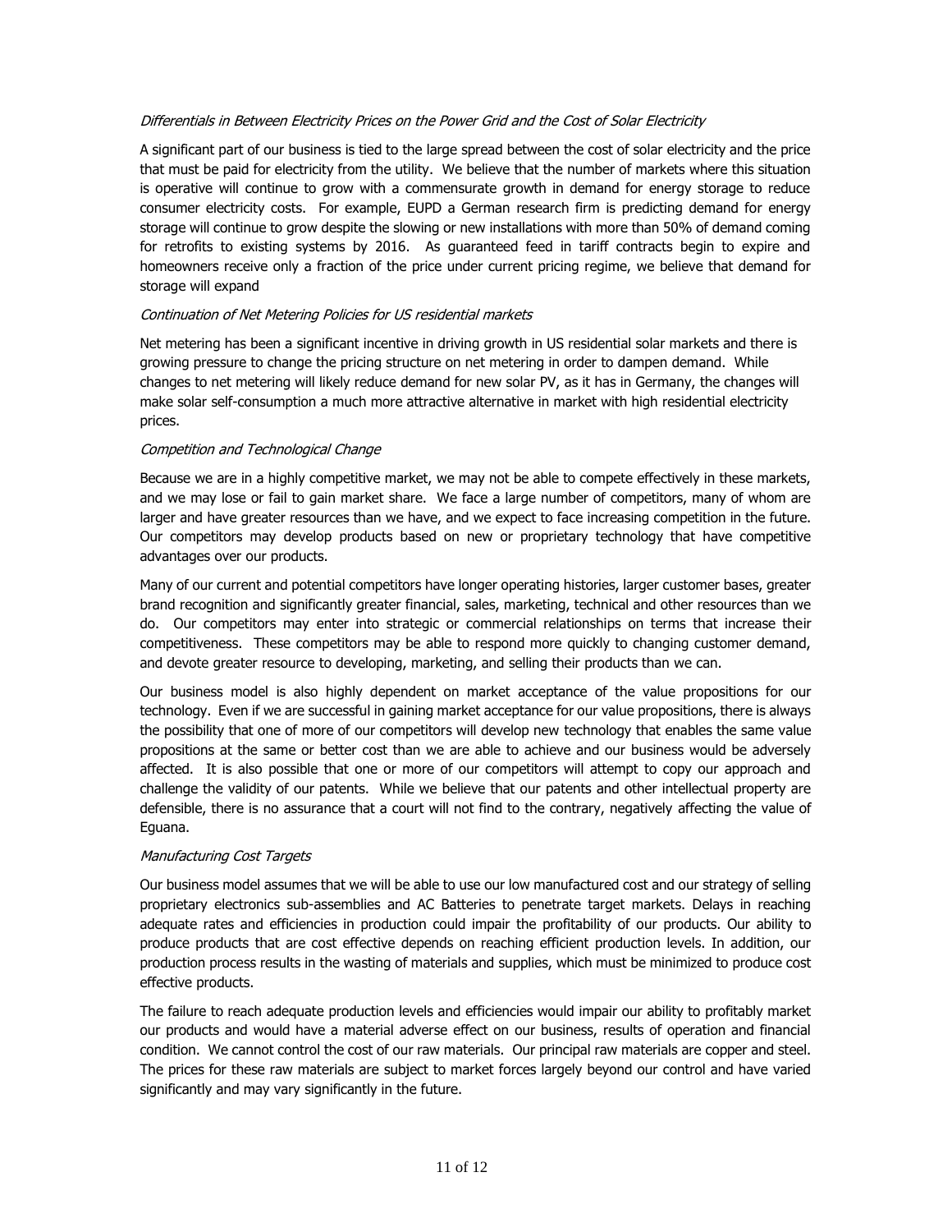*Differentials in Between Electricity Prices on the Power Grid and the Cost of Solar Electricity*

A significant part of our business is tied to the large spread between the cost of solar electricity and the price that must be paid for electricity from the utility. We believe that the number of markets where this situation is operative will continue to grow with a commensurate growth in demand for energy storage to reduce consumer electricity costs. For example, EUPD a German research firm is predicting demand for energy storage will continue to grow despite the slowing or new installations with more than 50% of demand coming for retrofits to existing systems by 2016. As guaranteed feed in tariff contracts begin to expire and homeowners receive only a fraction of the price under current pricing regime, we believe that demand for storage will expand

*Continuation of Net Metering Policies for US residential markets*

Net metering has been a significant incentive in driving growth in US residential solar markets and there is growing pressure to change the pricing structure on net metering in order to dampen demand. While changes to net metering will likely reduce demand for new solar PV, as it has in Germany, the changes will make solar self-consumption a much more attractive alternative in market with high residential electricity prices.

*Competition and Technological Change*

Because we are in a highly competitive market, we may not be able to compete effectively in these markets, and we may lose or fail to gain market share. We face a large number of competitors, many of whom are larger and have greater resources than we have, and we expect to face increasing competition in the future. Our competitors may develop products based on new or proprietary technology that have competitive advantages over our products.

Many of our current and potential competitors have longer operating histories, larger customer bases, greater brand recognition and significantly greater financial, sales, marketing, technical and other resources than we do. Our competitors may enter into strategic or commercial relationships on terms that increase their competitiveness. These competitors may be able to respond more quickly to changing customer demand, and devote greater resource to developing, marketing, and selling their products than we can.

Our business model is also highly dependent on market acceptance of the value propositions for our technology. Even if we are successful in gaining market acceptance for our value propositions, there is always the possibility that one of more of our competitors will develop new technology that enables the same value propositions at the same or better cost than we are able to achieve and our business would be adversely affected. It is also possible that one or more of our competitors will attempt to copy our approach and challenge the validity of our patents. While we believe that our patents and other intellectual property are defensible, there is no assurance that a court will not find to the contrary, negatively affecting the value of Eguana.

*Manufacturing Cost Targets*

Our business model assumes that we will be able to use our low manufactured cost and our strategy of selling proprietary electronics sub-assemblies and AC Batteries to penetrate target markets. Delays in reaching adequate rates and efficiencies in production could impair the profitability of our products. Our ability to produce products that are cost effective depends on reaching efficient production levels. In addition, our production process results in the wasting of materials and supplies, which must be minimized to produce cost effective products.

The failure to reach adequate production levels and efficiencies would impair our ability to profitably market our products and would have a material adverse effect on our business, results of operation and financial condition. We cannot control the cost of our raw materials. Our principal raw materials are copper and steel. The prices for these raw materials are subject to market forces largely beyond our control and have varied significantly and may vary significantly in the future.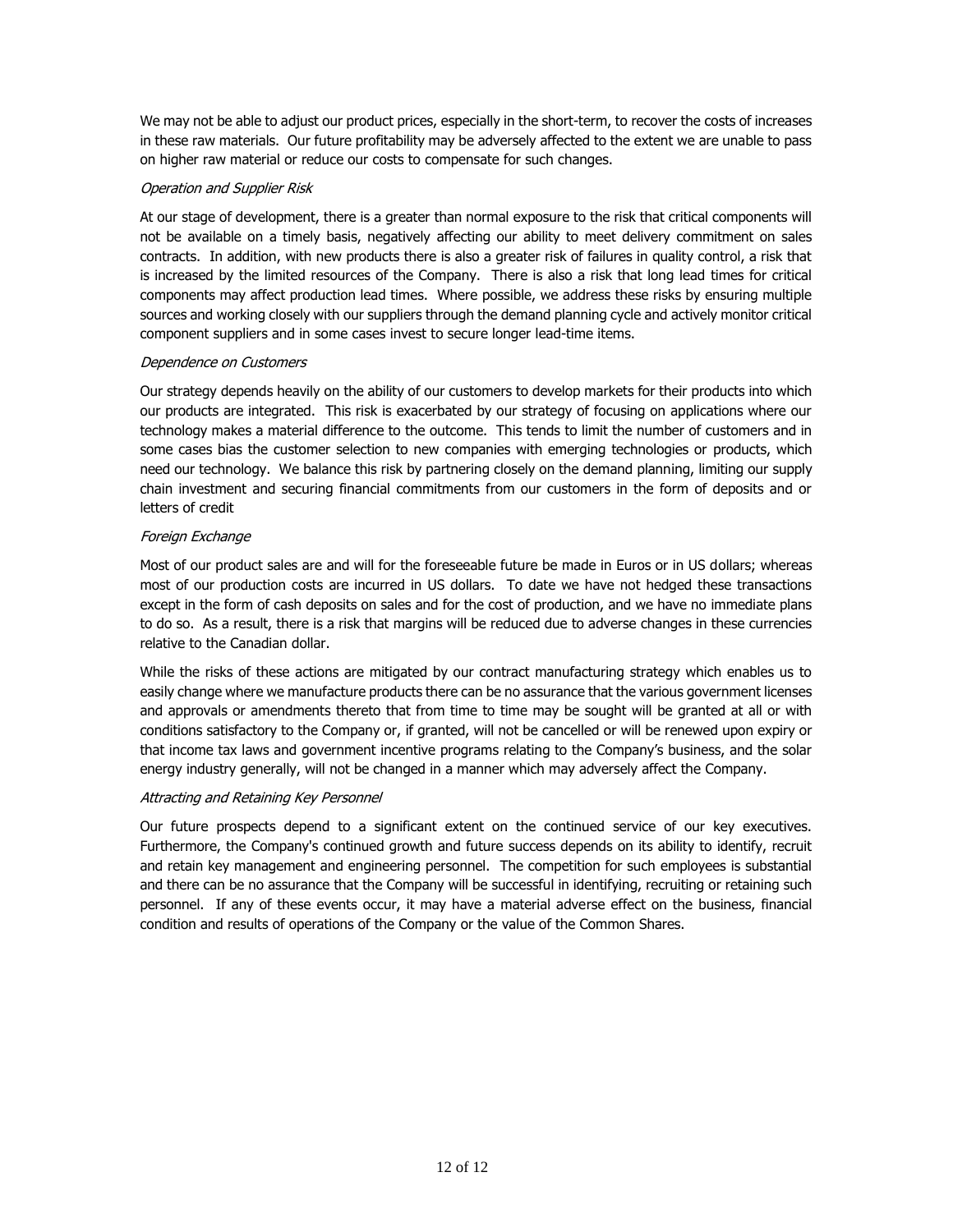We may not be able to adjust our product prices, especially in the short-term, to recover the costs of increases in these raw materials. Our future profitability may be adversely affected to the extent we are unable to pass on higher raw material or reduce our costs to compensate for such changes.

*Operation and Supplier Risk*

At our stage of development, there is a greater than normal exposure to the risk that critical components will not be available on a timely basis, negatively affecting our ability to meet delivery commitment on sales contracts. In addition, with new products there is also a greater risk of failures in quality control, a risk that is increased by the limited resources of the Company. There is also a risk that long lead times for critical components may affect production lead times. Where possible, we address these risks by ensuring multiple sources and working closely with our suppliers through the demand planning cycle and actively monitor critical component suppliers and in some cases invest to secure longer lead-time items.

*Dependence on Customers*

Our strategy depends heavily on the ability of our customers to develop markets for their products into which our products are integrated. This risk is exacerbated by our strategy of focusing on applications where our technology makes a material difference to the outcome. This tends to limit the number of customers and in some cases bias the customer selection to new companies with emerging technologies or products, which need our technology. We balance this risk by partnering closely on the demand planning, limiting our supply chain investment and securing financial commitments from our customers in the form of deposits and or letters of credit

*Foreign Exchange*

Most of our product sales are and will for the foreseeable future be made in Euros or in US dollars; whereas most of our production costs are incurred in US dollars. To date we have not hedged these transactions except in the form of cash deposits on sales and for the cost of production, and we have no immediate plans to do so. As a result, there is a risk that margins will be reduced due to adverse changes in these currencies relative to the Canadian dollar.

While the risks of these actions are mitigated by our contract manufacturing strategy which enables us to easily change where we manufacture products there can be no assurance that the various government licenses and approvals or amendments thereto that from time to time may be sought will be granted at all or with conditions satisfactory to the Company or, if granted, will not be cancelled or will be renewed upon expiry or that income tax laws and government incentive programs relating to the Company's business, and the solar energy industry generally, will not be changed in a manner which may adversely affect the Company.

*Attracting and Retaining Key Personnel*

Our future prospects depend to a significant extent on the continued service of our key executives. Furthermore, the Company's continued growth and future success depends on its ability to identify, recruit and retain key management and engineering personnel. The competition for such employees is substantial and there can be no assurance that the Company will be successful in identifying, recruiting or retaining such personnel. If any of these events occur, it may have a material adverse effect on the business, financial condition and results of operations of the Company or the value of the Common Shares.